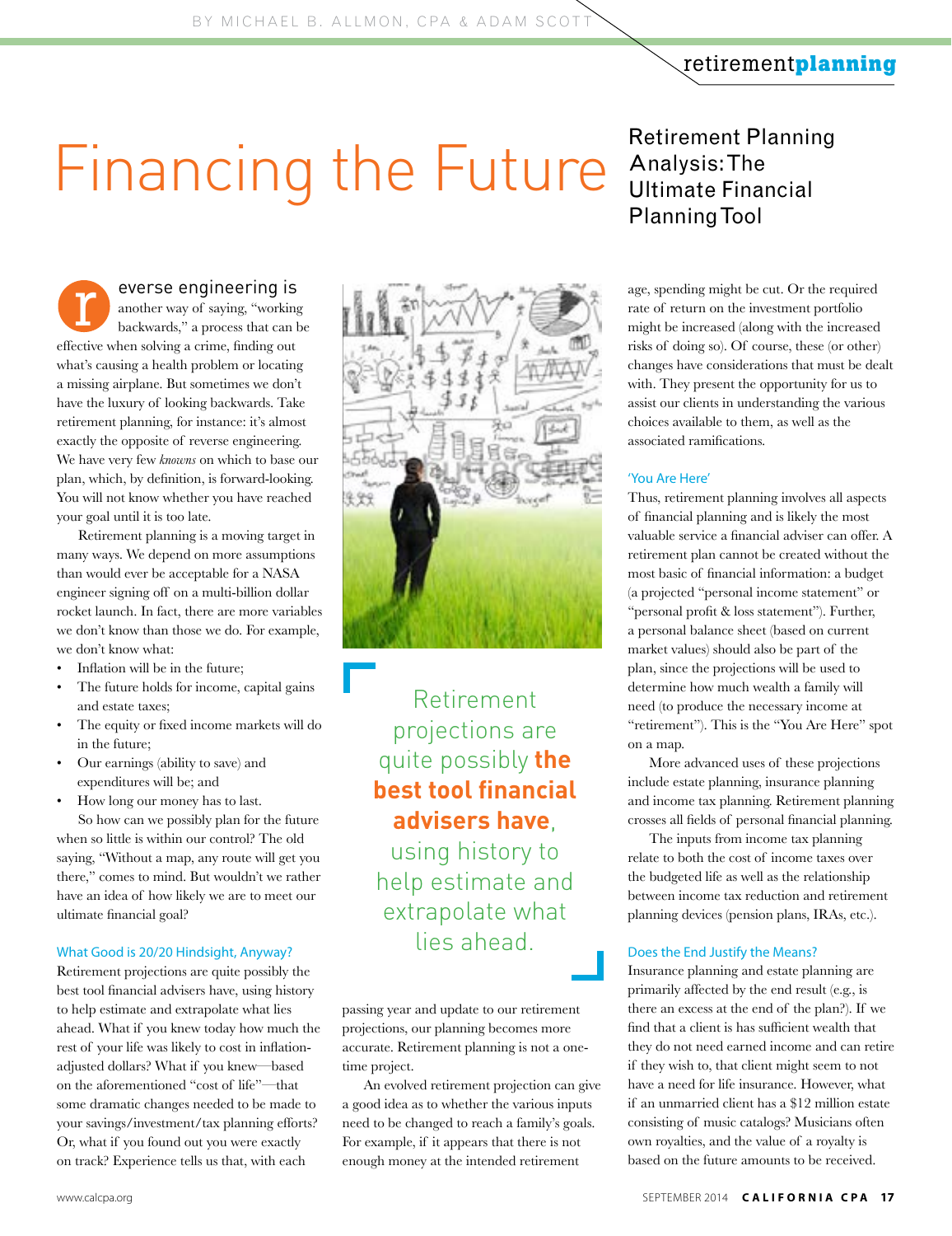BY MICHAEL B. ALLMON, CPA & ADAM SCOTT

# Financing the Future

## Retirement Planning Analysis: The Ultimate Financial Planning Tool

Reverse engineering is another way of saying, "working backwards," a process that can be effective when solving a crime, finding out what's causing a health problem or locating a missing airplane. But sometimes we don't have the luxury of looking backwards. Take retirement planning, for instance: it's almost exactly the opposite of reverse engineering. We have very few *knowns* on which to base our plan, which, by definition, is forward-looking. You will not know whether you have reached your goal until it is too late.

Retirement planning is a moving target in many ways. We depend on more assumptions than would ever be acceptable for a NASA engineer signing off on a multi-billion dollar rocket launch. In fact, there are more variables we don't know than those we do. For example, we don't know what:

- Inflation will be in the future;
- The future holds for income, capital gains and estate taxes;
- The equity or fixed income markets will do in the future;
- Our earnings (ability to save) and expenditures will be; and
- How long our money has to last.

So how can we possibly plan for the future when so little is within our control? The old saying, "Without a map, any route will get you there," comes to mind. But wouldn't we rather have an idea of how likely we are to meet our ultimate financial goal?

### What Good is 20/20 Hindsight, Anyway?

Retirement projections are quite possibly the best tool financial advisers have, using history to help estimate and extrapolate what lies ahead. What if you knew today how much the rest of your life was likely to cost in inflation-adjusted dollars? What if you knew—based on the aforementioned "cost of life"—that some dramatic changes needed to be made to your savings/investment/tax planning efforts? Or, what if you found out you were exactly on track? Experience tells us that, with each passing year and update to our retirement projections, our planning becomes more accurate. Retirement planning is not a one-time project.

> Retirement projections are quite possibly **the best tool financial advisers have**, using history to help estimate and extrapolate what lies ahead.

An evolved retirement projection can give a good idea as to whether the various inputs need to be changed to reach a family's goals. For example, if it appears that there is not enough money at the intended retirement age, spending might be cut. Or the required rate of return on the investment portfolio might be increased (along with the increased risks of doing so). Of course, these (or other) changes have considerations that must be dealt with. They present the opportunity for us to assist our clients in understanding the various choices available to them, as well as the associated ramifications.

### 'You Are Here'

Thus, retirement planning involves all aspects of financial planning and is likely the most valuable service a financial adviser can offer. A retirement plan cannot be created without the most basic of financial information: a budget (a projected "personal income statement" or "personal profit & loss statement"). Further, a personal balance sheet (based on current market values) should also be part of the plan, since the projections will be used to determine how much wealth a family will need (to produce the necessary income at "retirement"). This is the "You Are Here" spot on a map.

More advanced uses of these projections include estate planning, insurance planning and income tax planning. Retirement planning crosses all fields of personal financial planning.

The inputs from income tax planning relate to both the cost of income taxes over the budgeted life as well as the relationship between income tax reduction and retirement planning devices (pension plans, IRAs, etc.).

### Does the End Justify the Means?

Insurance planning and estate planning are primarily affected by the end result (e.g., is there an excess at the end of the plan?). If we find that a client is has sufficient wealth that they do not need earned income and can retire if they wish to, that client might seem to not have a need for life insurance. However, what if an unmarried client has a $12 million estate consisting of music catalogs? Musicians often own royalties, and the value of a royalty is based on the future amounts to be received.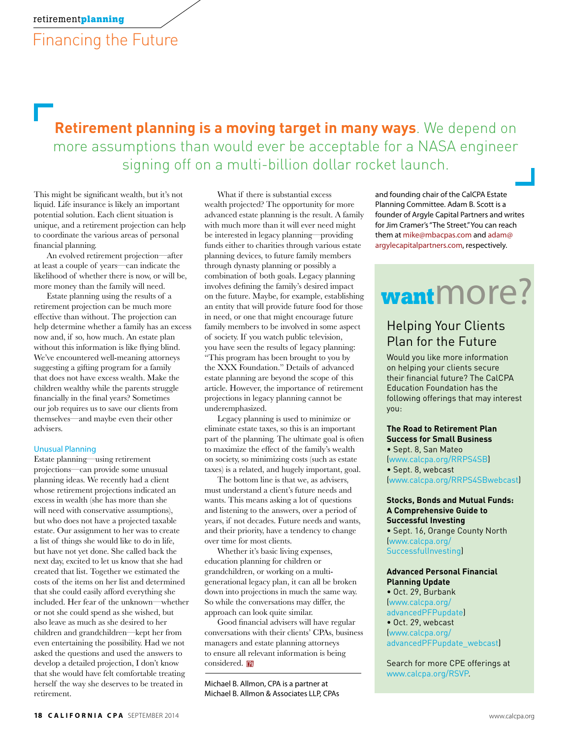> **Retirement planning is a moving target in many ways**. We depend on more assumptions than would ever be acceptable for a NASA engineer signing off on a multi-billion dollar rocket launch.

This might be significant wealth, but it's not liquid. Life insurance is likely an important potential solution. Each client situation is unique, and a retirement projection can help to coordinate the various areas of personal financial planning.

An evolved retirement projection—after at least a couple of years—can indicate the likelihood of whether there is now, or will be, more money than the family will need.

Estate planning using the results of a retirement projection can be much more effective than without. The projection can help determine whether a family has an excess now and, if so, how much. An estate plan without this information is like flying blind. We've encountered well-meaning attorneys suggesting a gifting program for a family that does not have excess wealth. Make the children wealthy while the parents struggle financially in the final years? Sometimes our job requires us to save our clients from themselves—and maybe even their other advisers.

### Unusual Planning

Estate planning—using retirement projections—can provide some unusual planning ideas. We recently had a client whose retirement projections indicated an excess in wealth (she has more than she will need with conservative assumptions), but who does not have a projected taxable estate. Our assignment to her was to create a list of things she would like to do in life, but have not yet done. She called back the next day, excited to let us know that she had created that list. Together we estimated the costs of the items on her list and determined that she could easily afford everything she included. Her fear of the unknown—whether or not she could spend as she wished, but also leave as much as she desired to her children and grandchildren—kept her from even entertaining the possibility. Had we not asked the questions and used the answers to develop a detailed projection, I don't know that she would have felt comfortable treating herself the way she deserves to be treated in retirement.

What if there is substantial excess wealth projected? The opportunity for more advanced estate planning is the result. A family with much more than it will ever need might be interested in legacy planning—providing funds either to charities through various estate planning devices, to future family members through dynasty planning or possibly a combination of both goals. Legacy planning involves defining the family's desired impact on the future. Maybe, for example, establishing an entity that will provide future food for those in need, or one that might encourage future family members to be involved in some aspect of society. If you watch public television, you have seen the results of legacy planning: "This program has been brought to you by the XXX Foundation." Details of advanced estate planning are beyond the scope of this article. However, the importance of retirement projections in legacy planning cannot be underemphasized.

Legacy planning is used to minimize or eliminate estate taxes, so this is an important part of the planning. The ultimate goal is often to maximize the effect of the family's wealth on society, so minimizing costs (such as estate taxes) is a related, and hugely important, goal.

The bottom line is that we, as advisers, must understand a client's future needs and wants. This means asking a lot of questions and listening to the answers, over a period of years, if not decades. Future needs and wants, and their priority, have a tendency to change over time for most clients.

Whether it's basic living expenses, education planning for children or grandchildren, or working on a multi-generational legacy plan, it can all be broken down into projections in much the same way. So while the conversations may differ, the approach can look quite similar.

Good financial advisers will have regular conversations with their clients' CPAs, business managers and estate planning attorneys to ensure all relevant information is being considered.

---

Michael B. Allmon, CPA is a partner at Michael B. Allmon & Associates LLP, CPAs and founding chair of the CalCPA Estate Planning Committee. Adam B. Scott is a founder of Argyle Capital Partners and writes for Jim Cramer's "The Street." You can reach them at mike@mbacpas.com and adam@argylecapitalpartners.com, respectively.

---

## want more?

### Helping Your Clients Plan for the Future

Would you like more information on helping your clients secure their financial future? The CalCPA Education Foundation has the following offerings that may interest you:

**The Road to Retirement Plan Success for Small Business**
- Sept. 8, San Mateo (www.calcpa.org/RRPS4SB)
- Sept. 8, webcast (www.calcpa.org/RRPS4SBwebcast)

**Stocks, Bonds and Mutual Funds: A Comprehensive Guide to Successful Investing**
- Sept. 16, Orange County North (www.calcpa.org/SuccessfulInvesting)

**Advanced Personal Financial Planning Update**
- Oct. 29, Burbank (www.calcpa.org/advancedPFPupdate)
- Oct. 29, webcast (www.calcpa.org/advancedPFPupdate_webcast)

Search for more CPE offerings at www.calcpa.org/RSVP.